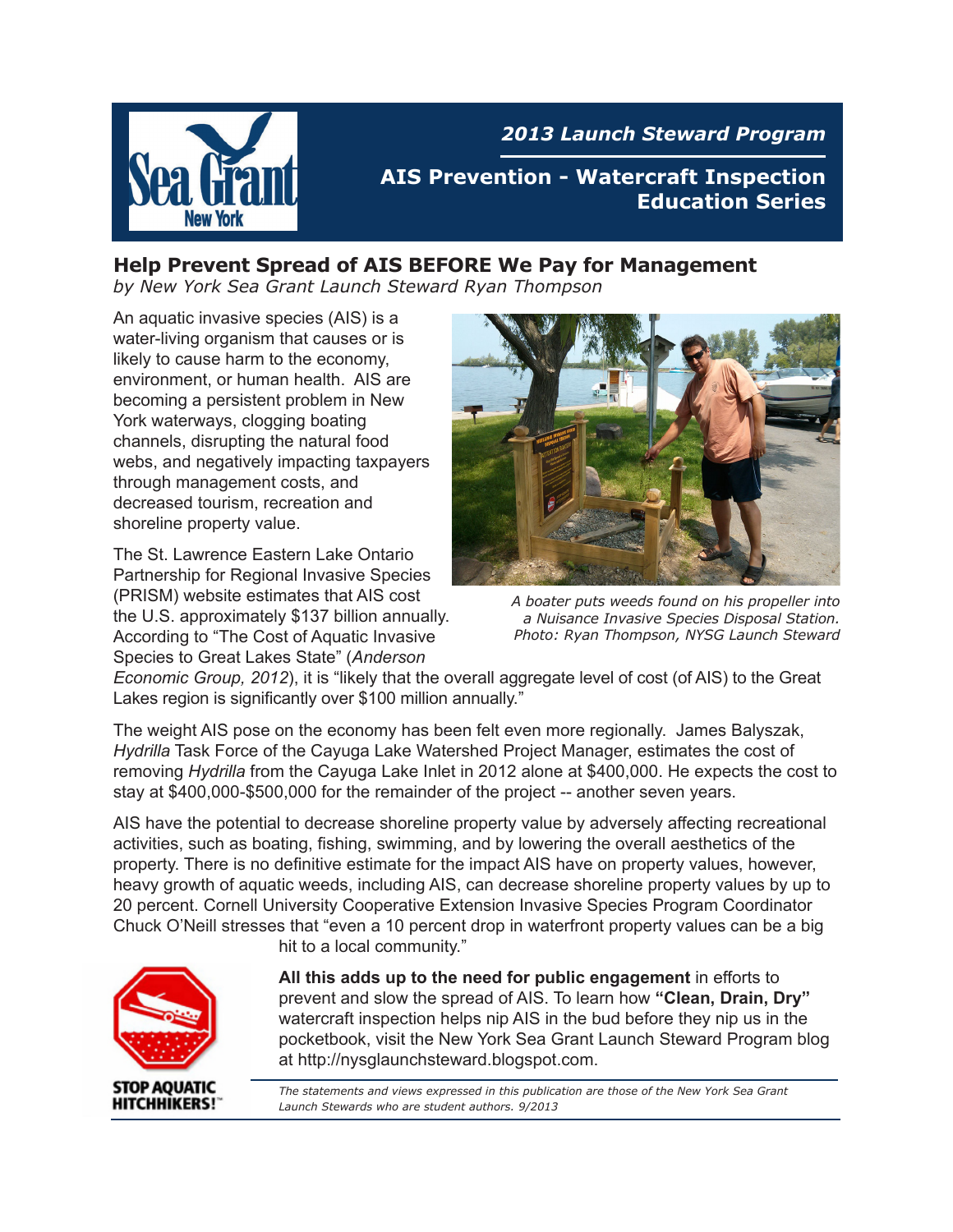**2013 Launch Steward Program**

**AIS Prevention - Watercraft Inspection Education Series**

# Help Prevent Spread of AIS BEFORE We Pay for Management

*by New York Sea Grant Launch Steward Ryan Thompson*

An aquatic invasive species (AIS) is a water-living organism that causes or is likely to cause harm to the economy, environment, or human health. AIS are becoming a persistent problem in New York waterways, clogging boating channels, disrupting the natural food webs, and negatively impacting taxpayers through management costs, and decreased tourism, recreation and shoreline property value.

*A boater puts weeds found on his propeller into a Nuisance Invasive Species Disposal Station. Photo: Ryan Thompson, NYSG Launch Steward*

The St. Lawrence Eastern Lake Ontario Partnership for Regional Invasive Species (PRISM) website estimates that AIS cost the U.S. approximately $137 billion annually. According to "The Cost of Aquatic Invasive Species to Great Lakes State" (*Anderson Economic Group, 2012*), it is "likely that the overall aggregate level of cost (of AIS) to the Great Lakes region is significantly over $100 million annually."

The weight AIS pose on the economy has been felt even more regionally. James Balyszak, *Hydrilla* Task Force of the Cayuga Lake Watershed Project Manager, estimates the cost of removing *Hydrilla* from the Cayuga Lake Inlet in 2012 alone at $400,000. He expects the cost to stay at $400,000-$500,000 for the remainder of the project -- another seven years.

AIS have the potential to decrease shoreline property value by adversely affecting recreational activities, such as boating, fishing, swimming, and by lowering the overall aesthetics of the property. There is no definitive estimate for the impact AIS have on property values, however, heavy growth of aquatic weeds, including AIS, can decrease shoreline property values by up to 20 percent. Cornell University Cooperative Extension Invasive Species Program Coordinator Chuck O'Neill stresses that "even a 10 percent drop in waterfront property values can be a big hit to a local community."

**All this adds up to the need for public engagement** in efforts to prevent and slow the spread of AIS. To learn how **"Clean, Drain, Dry"** watercraft inspection helps nip AIS in the bud before they nip us in the pocketbook, visit the New York Sea Grant Launch Steward Program blog at http://nysglaunchsteward.blogspot.com.

*The statements and views expressed in this publication are those of the New York Sea Grant Launch Stewards who are student authors. 9/2013*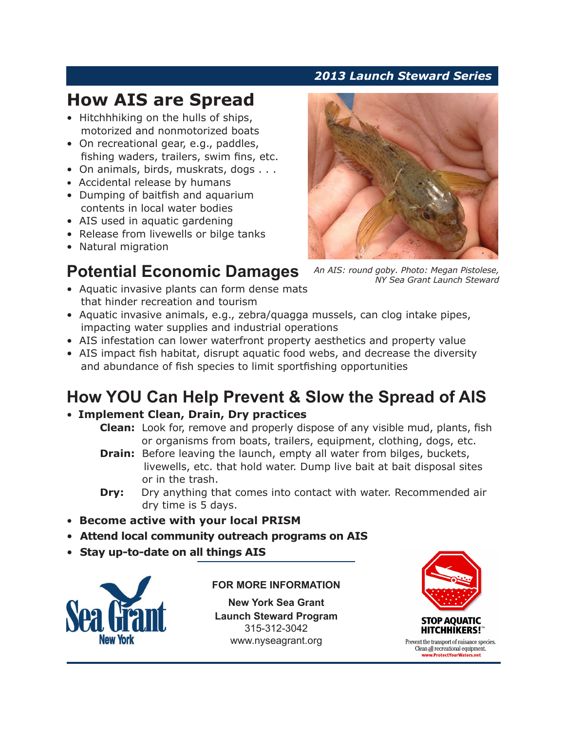*2013 Launch Steward Series*

## How AIS are Spread

- Hitchhhiking on the hulls of ships, motorized and nonmotorized boats
- On recreational gear, e.g., paddles, fishing waders, trailers, swim fins, etc.
- On animals, birds, muskrats, dogs . . .
- Accidental release by humans
- Dumping of baitfish and aquarium contents in local water bodies
- AIS used in aquatic gardening
- Release from livewells or bilge tanks
- Natural migration

*An AIS: round goby. Photo: Megan Pistolese, NY Sea Grant Launch Steward*

## Potential Economic Damages

- Aquatic invasive plants can form dense mats that hinder recreation and tourism
- Aquatic invasive animals, e.g., zebra/quagga mussels, can clog intake pipes, impacting water supplies and industrial operations
- AIS infestation can lower waterfront property aesthetics and property value
- AIS impact fish habitat, disrupt aquatic food webs, and decrease the diversity and abundance of fish species to limit sportfishing opportunities

## How YOU Can Help Prevent & Slow the Spread of AIS

- **Implement Clean, Drain, Dry practices**
  - **Clean:** Look for, remove and properly dispose of any visible mud, plants, fish or organisms from boats, trailers, equipment, clothing, dogs, etc.
  - **Drain:** Before leaving the launch, empty all water from bilges, buckets, livewells, etc. that hold water. Dump live bait at bait disposal sites or in the trash.
  - **Dry:** Dry anything that comes into contact with water. Recommended air dry time is 5 days.
- **Become active with your local PRISM**
- **Attend local community outreach programs on AIS**
- **Stay up-to-date on all things AIS**

Sea Grant New York

**FOR MORE INFORMATION**

**New York Sea Grant**
**Launch Steward Program**
315-312-3042
www.nyseagrant.org

**STOP AQUATIC HITCHHIKERS!™**
Prevent the transport of nuisance species. Clean all recreational equipment.
www.ProtectYourWaters.net